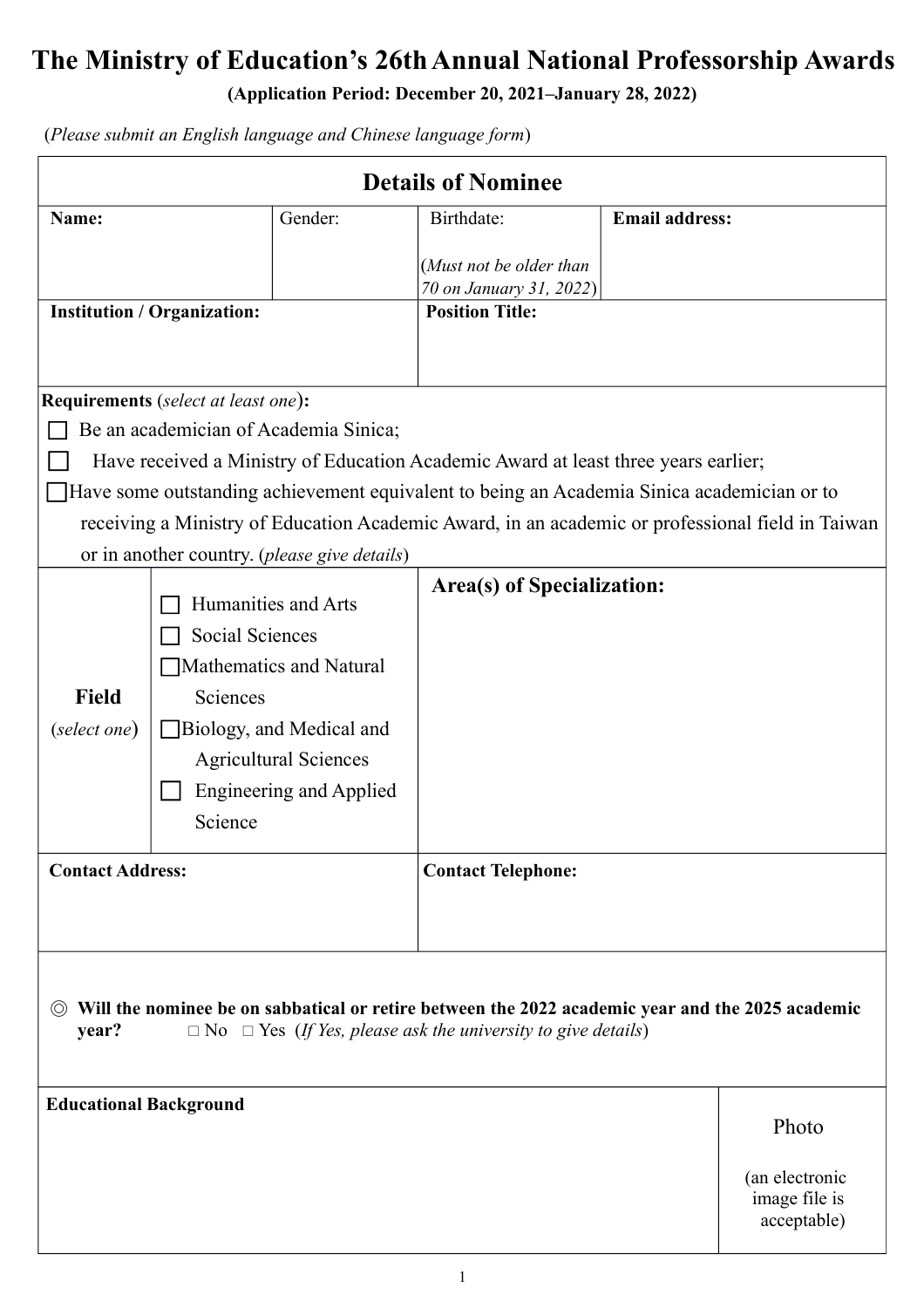# The Ministry of Education's 26th Annual National Professorship Awards

**(Application Period: December 20, 2021–January 28, 2022)**

(*Please submit an English language and Chinese language form*)

## Details of Nominee

| **Name:** | Gender: | Birthdate: (*Must not be older than 70 on January 31, 2022*) | **Email address:** |
|---|---|---|---|
| | | | |

| **Institution / Organization:** | **Position Title:** |
|---|---|
| | |

**Requirements** (*select at least one*)**:**

- ☐ Be an academician of Academia Sinica;
- ☐ Have received a Ministry of Education Academic Award at least three years earlier;
- ☐ Have some outstanding achievement equivalent to being an Academia Sinica academician or to receiving a Ministry of Education Academic Award, in an academic or professional field in Taiwan or in another country. (*please give details*)

| **Field** (*select one*) | ☐ Humanities and Arts<br>☐ Social Sciences<br>☐ Mathematics and Natural Sciences<br>☐ Biology, and Medical and Agricultural Sciences<br>☐ Engineering and Applied Science | **Area(s) of Specialization:** |
|---|---|---|

| **Contact Address:** | **Contact Telephone:** |
|---|---|
| | |

◎ **Will the nominee be on sabbatical or retire between the 2022 academic year and the 2025 academic year?** □ No □ Yes (*If Yes, please ask the university to give details*)

| **Educational Background** | Photo (an electronic image file is acceptable) |
|---|---|
| | |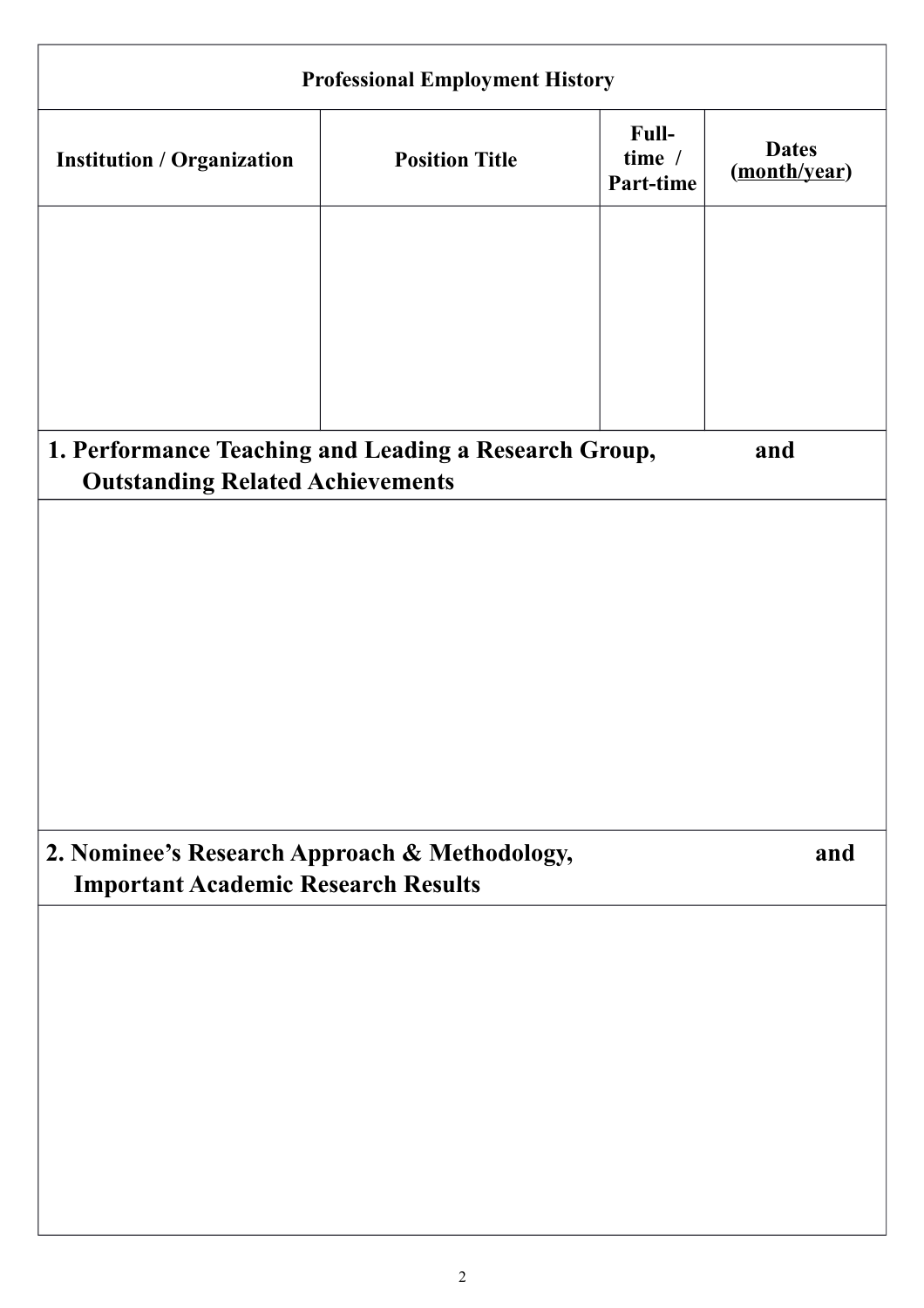| Professional Employment History | | | |
|---|---|---|---|
| **Institution / Organization** | **Position Title** | **Full-time / Part-time** | **Dates (month/year)** |
| | | | |

**1. Performance Teaching and Leading a Research Group, and Outstanding Related Achievements**

**2. Nominee's Research Approach & Methodology, and Important Academic Research Results**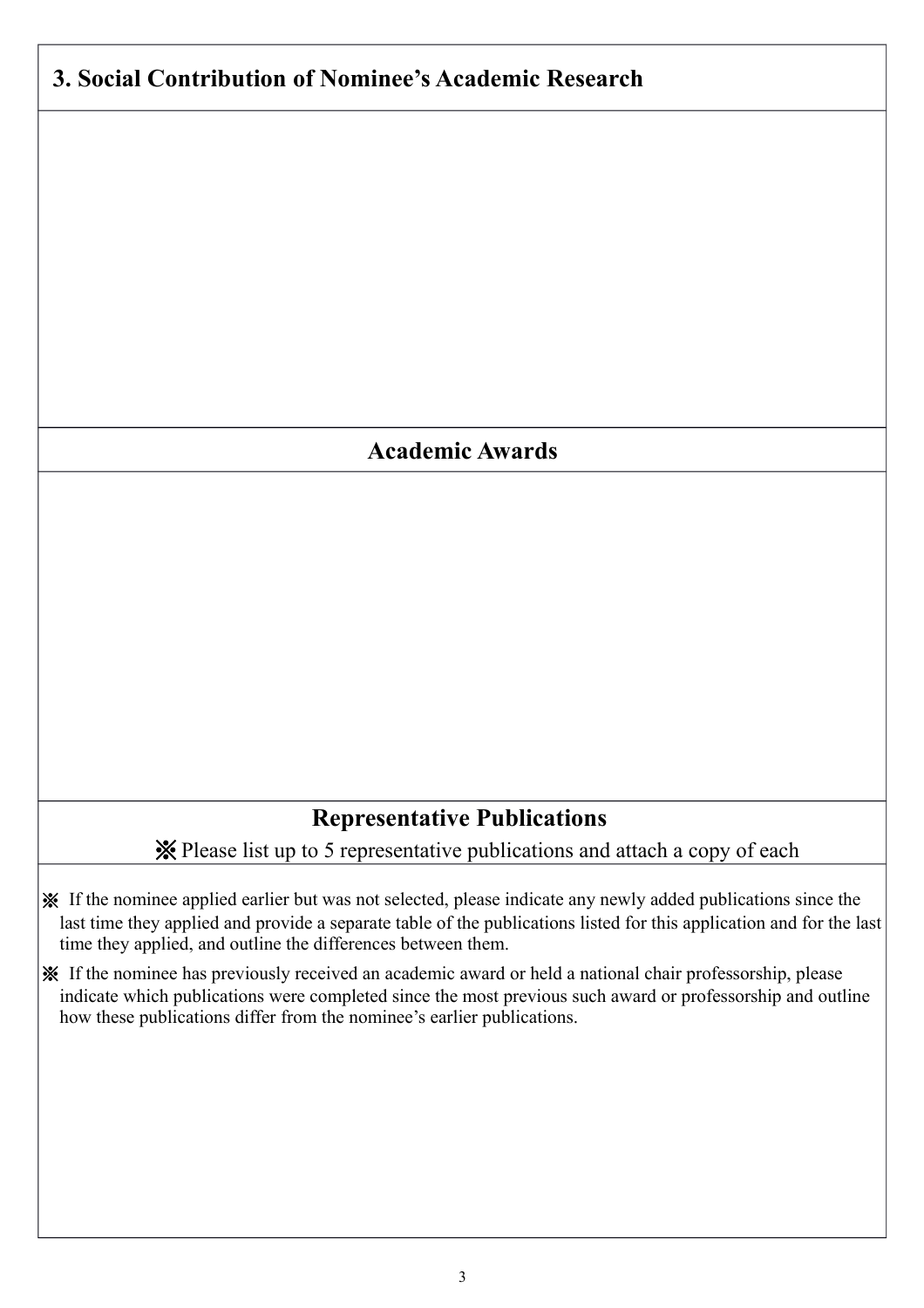## 3. Social Contribution of Nominee's Academic Research

## Academic Awards

## Representative Publications

※ Please list up to 5 representative publications and attach a copy of each

※ If the nominee applied earlier but was not selected, please indicate any newly added publications since the last time they applied and provide a separate table of the publications listed for this application and for the last time they applied, and outline the differences between them.

※ If the nominee has previously received an academic award or held a national chair professorship, please indicate which publications were completed since the most previous such award or professorship and outline how these publications differ from the nominee's earlier publications.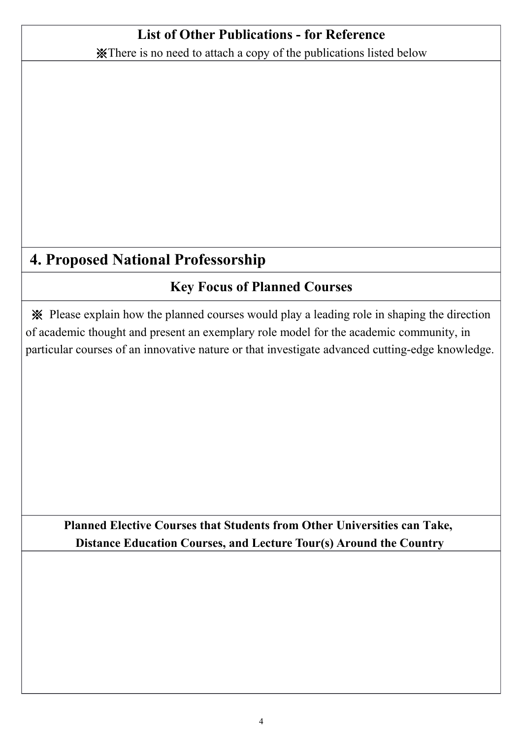**List of Other Publications - for Reference**

※There is no need to attach a copy of the publications listed below

## 4. Proposed National Professorship

### Key Focus of Planned Courses

※ Please explain how the planned courses would play a leading role in shaping the direction of academic thought and present an exemplary role model for the academic community, in particular courses of an innovative nature or that investigate advanced cutting-edge knowledge.

**Planned Elective Courses that Students from Other Universities can Take, Distance Education Courses, and Lecture Tour(s) Around the Country**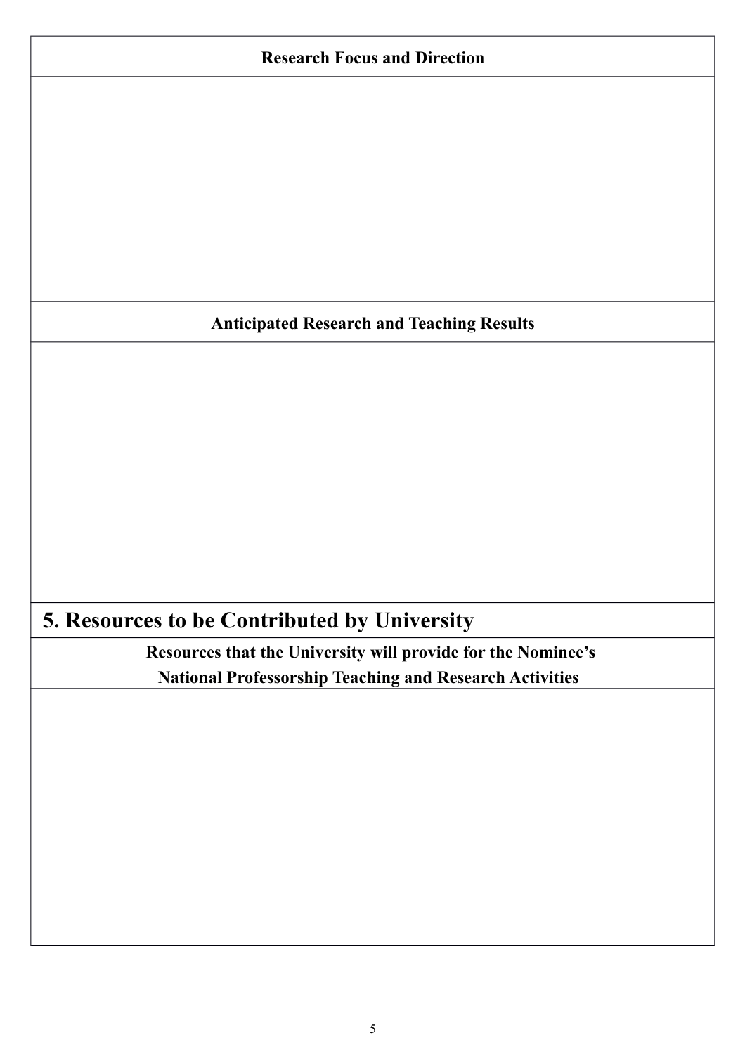**Research Focus and Direction**

**Anticipated Research and Teaching Results**

## 5. Resources to be Contributed by University

**Resources that the University will provide for the Nominee's National Professorship Teaching and Research Activities**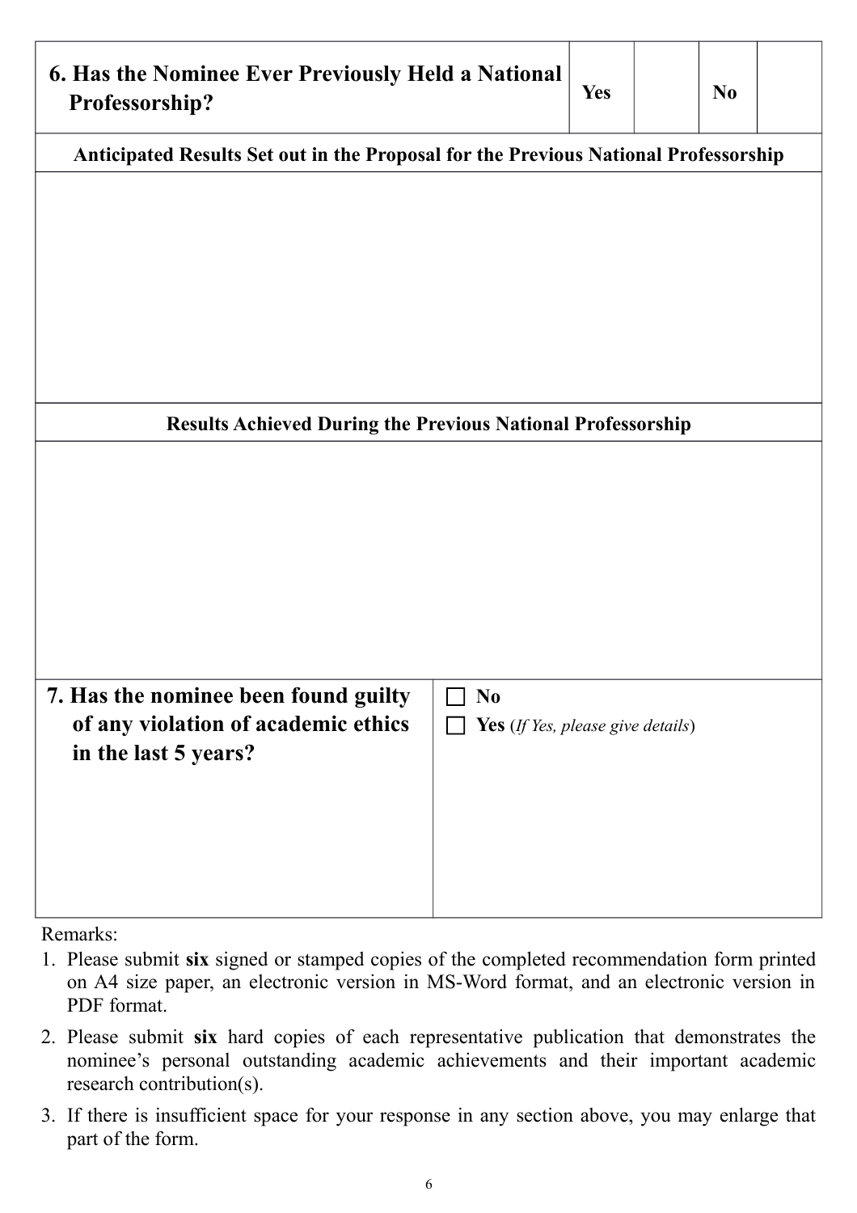| 6. Has the Nominee Ever Previously Held a National Professorship? | Yes | | No | |
|---|---|---|---|---|
| **Anticipated Results Set out in the Proposal for the Previous National Professorship** | | | | |
| | | | | |
| **Results Achieved During the Previous National Professorship** | | | | |
| | | | | |

| 7. Has the nominee been found guilty of any violation of academic ethics in the last 5 years? | ☐ **No**<br>☐ **Yes** (*If Yes, please give details*) |
|---|---|

Remarks:

1. Please submit **six** signed or stamped copies of the completed recommendation form printed on A4 size paper, an electronic version in MS-Word format, and an electronic version in PDF format.
2. Please submit **six** hard copies of each representative publication that demonstrates the nominee's personal outstanding academic achievements and their important academic research contribution(s).
3. If there is insufficient space for your response in any section above, you may enlarge that part of the form.